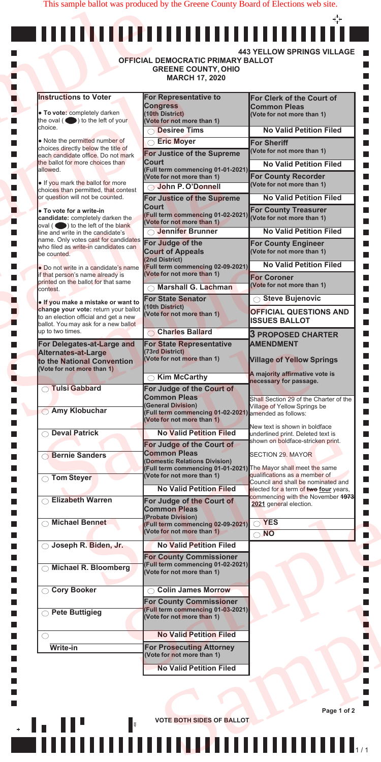This sample ballot was produced by the Greene County Board of Elections web site.

**443 YELLOW SPRINGS VILLAGE**

# OFFICIAL DEMOCRATIC PRIMARY BALLOT
## GREENE COUNTY, OHIO
## MARCH 17, 2020

### Instructions to Voter

- **To vote:** completely darken the oval ( ⬤ ) to the left of your choice.
- Note the permitted number of choices directly below the title of each candidate office. Do not mark the ballot for more choices than allowed.
- If you mark the ballot for more choices than permitted, that contest or question will not be counted.
- **To vote for a write-in candidate:** completely darken the oval ( ⬤ ) to the left of the blank line and write in the candidate's name. Only votes cast for candidates who filed as write-in candidates can be counted.
- Do not write in a candidate's name if that person's name already is printed on the ballot for that same contest.
- **If you make a mistake or want to change your vote:** return your ballot to an election official and get a new ballot. You may ask for a new ballot up to two times.

### For Delegates-at-Large and Alternates-at-Large to the National Convention
(Vote for not more than 1)

- ○ **Tulsi Gabbard**
- ○ **Amy Klobuchar**
- ○ **Deval Patrick**
- ○ **Bernie Sanders**
- ○ **Tom Steyer**
- ○ **Elizabeth Warren**
- ○ **Michael Bennet**
- ○ **Joseph R. Biden, Jr.**
- ○ **Michael R. Bloomberg**
- ○ **Cory Booker**
- ○ **Pete Buttigieg**
- ○ ______________ **Write-in**

### For Representative to Congress
(10th District)
(Vote for not more than 1)

- ○ **Desiree Tims**
- ○ **Eric Moyer**

### For Justice of the Supreme Court
(Full term commencing 01-01-2021)
(Vote for not more than 1)

- ○ **John P. O'Donnell**

### For Justice of the Supreme Court
(Full term commencing 01-02-2021)
(Vote for not more than 1)

- ○ **Jennifer Brunner**

### For Judge of the Court of Appeals
(2nd District)
(Full term commencing 02-09-2021)
(Vote for not more than 1)

- ○ **Marshall G. Lachman**

### For State Senator
(10th District)
(Vote for not more than 1)

- ○ **Charles Ballard**

### For State Representative
(73rd District)
(Vote for not more than 1)

- ○ **Kim McCarthy**

### For Judge of the Court of Common Pleas
(General Division)
(Full term commencing 01-02-2021)
(Vote for not more than 1)

**No Valid Petition Filed**

### For Judge of the Court of Common Pleas
(Domestic Relations Division)
(Full term commencing 01-01-2021)
(Vote for not more than 1)

**No Valid Petition Filed**

### For Judge of the Court of Common Pleas
(Probate Division)
(Full term commencing 02-09-2021)
(Vote for not more than 1)

**No Valid Petition Filed**

### For County Commissioner
(Full term commencing 01-02-2021)
(Vote for not more than 1)

- ○ **Colin James Morrow**

### For County Commissioner
(Full term commencing 01-03-2021)
(Vote for not more than 1)

**No Valid Petition Filed**

### For Prosecuting Attorney
(Vote for not more than 1)

**No Valid Petition Filed**

### For Clerk of the Court of Common Pleas
(Vote for not more than 1)

**No Valid Petition Filed**

### For Sheriff
(Vote for not more than 1)

**No Valid Petition Filed**

### For County Recorder
(Vote for not more than 1)

**No Valid Petition Filed**

### For County Treasurer
(Vote for not more than 1)

**No Valid Petition Filed**

### For County Engineer
(Vote for not more than 1)

**No Valid Petition Filed**

### For Coroner
(Vote for not more than 1)

- ○ **Steve Bujenovic**

## OFFICIAL QUESTIONS AND ISSUES BALLOT

### 3 PROPOSED CHARTER AMENDMENT

### Village of Yellow Springs

**A majority affirmative vote is necessary for passage.**

Shall Section 29 of the Charter of the Village of Yellow Springs be amended as follows:

New text is shown in boldface underlined print. Deleted text is shown on boldface-stricken print.

SECTION 29. MAYOR

The Mayor shall meet the same qualifications as a member of Council and shall be nominated and elected for a term of ~~**two**~~ **<u>four</u>** years, commencing with the November ~~**1973**~~ **<u>2021</u>** general election.

- ○ **YES**
- ○ **NO**

**VOTE BOTH SIDES OF BALLOT**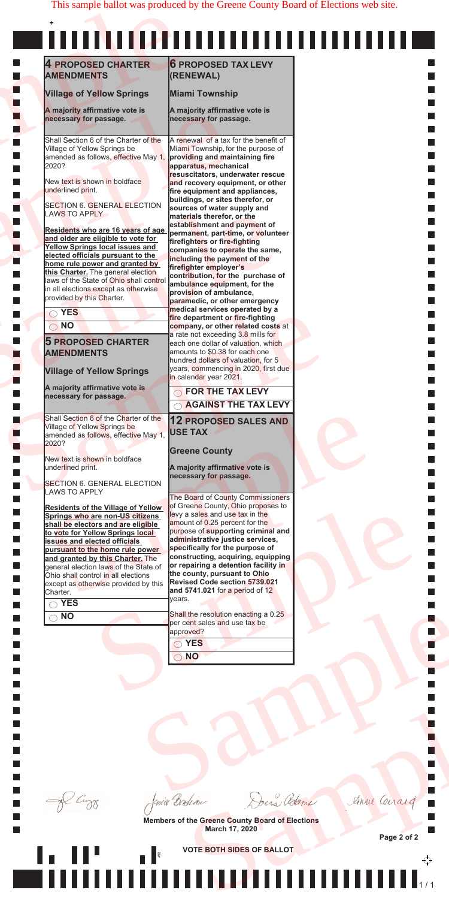This sample ballot was produced by the Greene County Board of Elections web site.

## 4 PROPOSED CHARTER AMENDMENTS

### Village of Yellow Springs

**A majority affirmative vote is necessary for passage.**

Shall Section 6 of the Charter of the Village of Yellow Springs be amended as follows, effective May 1, 2020?

New text is shown in boldface underlined print.

SECTION 6. GENERAL ELECTION LAWS TO APPLY

**Residents who are 16 years of age and older are eligible to vote for Yellow Springs local issues and elected officials pursuant to the home rule power and granted by this Charter.** The general election laws of the State of Ohio shall control in all elections except as otherwise provided by this Charter.

- ◯ YES
- ◯ NO

## 5 PROPOSED CHARTER AMENDMENTS

### Village of Yellow Springs

**A majority affirmative vote is necessary for passage.**

Shall Section 6 of the Charter of the Village of Yellow Springs be amended as follows, effective May 1, 2020?

New text is shown in boldface underlined print.

SECTION 6. GENERAL ELECTION LAWS TO APPLY

**Residents of the Village of Yellow Springs who are non-US citizens shall be electors and are eligible to vote for Yellow Springs local issues and elected officials pursuant to the home rule power and granted by this Charter.** The general election laws of the State of Ohio shall control in all elections except as otherwise provided by this Charter.

- ◯ YES
- ◯ NO

## 6 PROPOSED TAX LEVY (RENEWAL)

### Miami Township

**A majority affirmative vote is necessary for passage.**

A renewal of a tax for the benefit of Miami Township, for the purpose of **providing and maintaining fire apparatus, mechanical resuscitators, underwater rescue and recovery equipment, or other fire equipment and appliances, buildings, or sites therefor, or sources of water supply and materials therefor, or the establishment and payment of permanent, part-time, or volunteer firefighters or fire-fighting companies to operate the same, including the payment of the firefighter employer's contribution, for the purchase of ambulance equipment, for the provision of ambulance, paramedic, or other emergency medical services operated by a fire department or fire-fighting company, or other related costs** at a rate not exceeding 3.8 mills for each one dollar of valuation, which amounts to $0.38 for each one hundred dollars of valuation, for 5 years, commencing in 2020, first due in calendar year 2021.

- ◯ **FOR THE TAX LEVY**
- ◯ **AGAINST THE TAX LEVY**

## 12 PROPOSED SALES AND USE TAX

### Greene County

**A majority affirmative vote is necessary for passage.**

The Board of County Commissioners of Greene County, Ohio proposes to levy a sales and use tax in the amount of 0.25 percent for the purpose of **supporting criminal and administrative justice services, specifically for the purpose of constructing, acquiring, equipping or repairing a detention facility in the county, pursuant to Ohio Revised Code section 5739.021 and 5741.021** for a period of 12 years.

Shall the resolution enacting a 0.25 per cent sales and use tax be approved?

- ◯ YES
- ◯ NO

**Members of the Greene County Board of Elections**
**March 17, 2020**

**VOTE BOTH SIDES OF BALLOT**